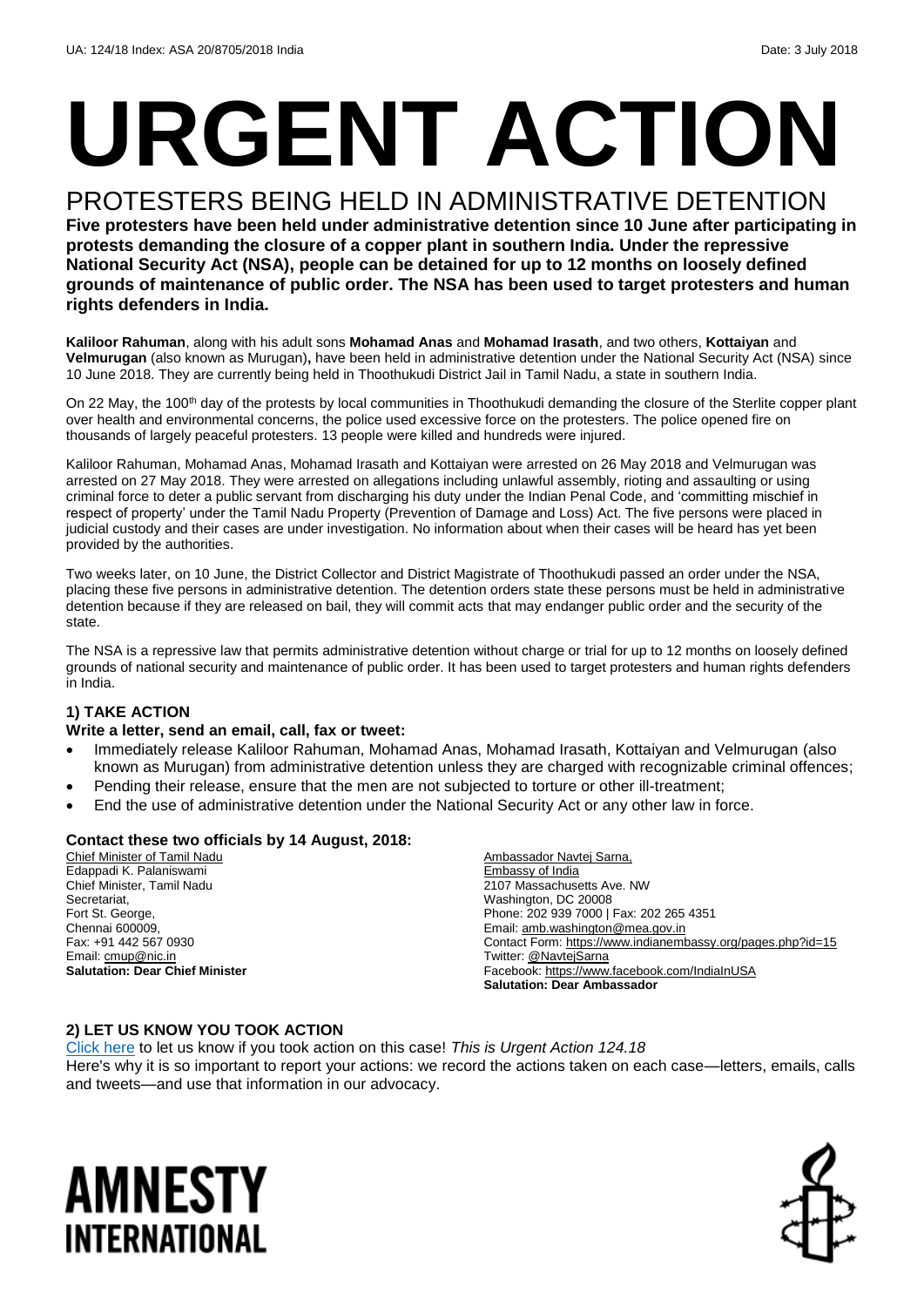UA: 124/18 Index: ASA 20/8705/2018 India Date: 3 July 2018

# URGENT ACTION

## PROTESTERS BEING HELD IN ADMINISTRATIVE DETENTION

**Five protesters have been held under administrative detention since 10 June after participating in protests demanding the closure of a copper plant in southern India. Under the repressive National Security Act (NSA), people can be detained for up to 12 months on loosely defined grounds of maintenance of public order. The NSA has been used to target protesters and human rights defenders in India.**

**Kaliloor Rahuman**, along with his adult sons **Mohamad Anas** and **Mohamad Irasath**, and two others, **Kottaiyan** and **Velmurugan** (also known as Murugan)**,** have been held in administrative detention under the National Security Act (NSA) since 10 June 2018. They are currently being held in Thoothukudi District Jail in Tamil Nadu, a state in southern India.

On 22 May, the 100th day of the protests by local communities in Thoothukudi demanding the closure of the Sterlite copper plant over health and environmental concerns, the police used excessive force on the protesters. The police opened fire on thousands of largely peaceful protesters. 13 people were killed and hundreds were injured.

Kaliloor Rahuman, Mohamad Anas, Mohamad Irasath and Kottaiyan were arrested on 26 May 2018 and Velmurugan was arrested on 27 May 2018. They were arrested on allegations including unlawful assembly, rioting and assaulting or using criminal force to deter a public servant from discharging his duty under the Indian Penal Code, and 'committing mischief in respect of property' under the Tamil Nadu Property (Prevention of Damage and Loss) Act. The five persons were placed in judicial custody and their cases are under investigation. No information about when their cases will be heard has yet been provided by the authorities.

Two weeks later, on 10 June, the District Collector and District Magistrate of Thoothukudi passed an order under the NSA, placing these five persons in administrative detention. The detention orders state these persons must be held in administrative detention because if they are released on bail, they will commit acts that may endanger public order and the security of the state.

The NSA is a repressive law that permits administrative detention without charge or trial for up to 12 months on loosely defined grounds of national security and maintenance of public order. It has been used to target protesters and human rights defenders in India.

### 1) TAKE ACTION

**Write a letter, send an email, call, fax or tweet:**

- Immediately release Kaliloor Rahuman, Mohamad Anas, Mohamad Irasath, Kottaiyan and Velmurugan (also known as Murugan) from administrative detention unless they are charged with recognizable criminal offences;
- Pending their release, ensure that the men are not subjected to torture or other ill-treatment;
- End the use of administrative detention under the National Security Act or any other law in force.

**Contact these two officials by 14 August, 2018:**

Chief Minister of Tamil Nadu
Edappadi K. Palaniswami
Chief Minister, Tamil Nadu
Secretariat,
Fort St. George,
Chennai 600009,
Fax: +91 442 567 0930
Email: cmup@nic.in
**Salutation: Dear Chief Minister**

Ambassador Navtej Sarna,
Embassy of India
2107 Massachusetts Ave. NW
Washington, DC 20008
Phone: 202 939 7000 | Fax: 202 265 4351
Email: amb.washington@mea.gov.in
Contact Form: https://www.indianembassy.org/pages.php?id=15
Twitter: @NavtejSarna
Facebook: https://www.facebook.com/IndiaInUSA
**Salutation: Dear Ambassador**

### 2) LET US KNOW YOU TOOK ACTION

Click here to let us know if you took action on this case! *This is Urgent Action 124.18*
Here's why it is so important to report your actions: we record the actions taken on each case—letters, emails, calls and tweets—and use that information in our advocacy.

AMNESTY INTERNATIONAL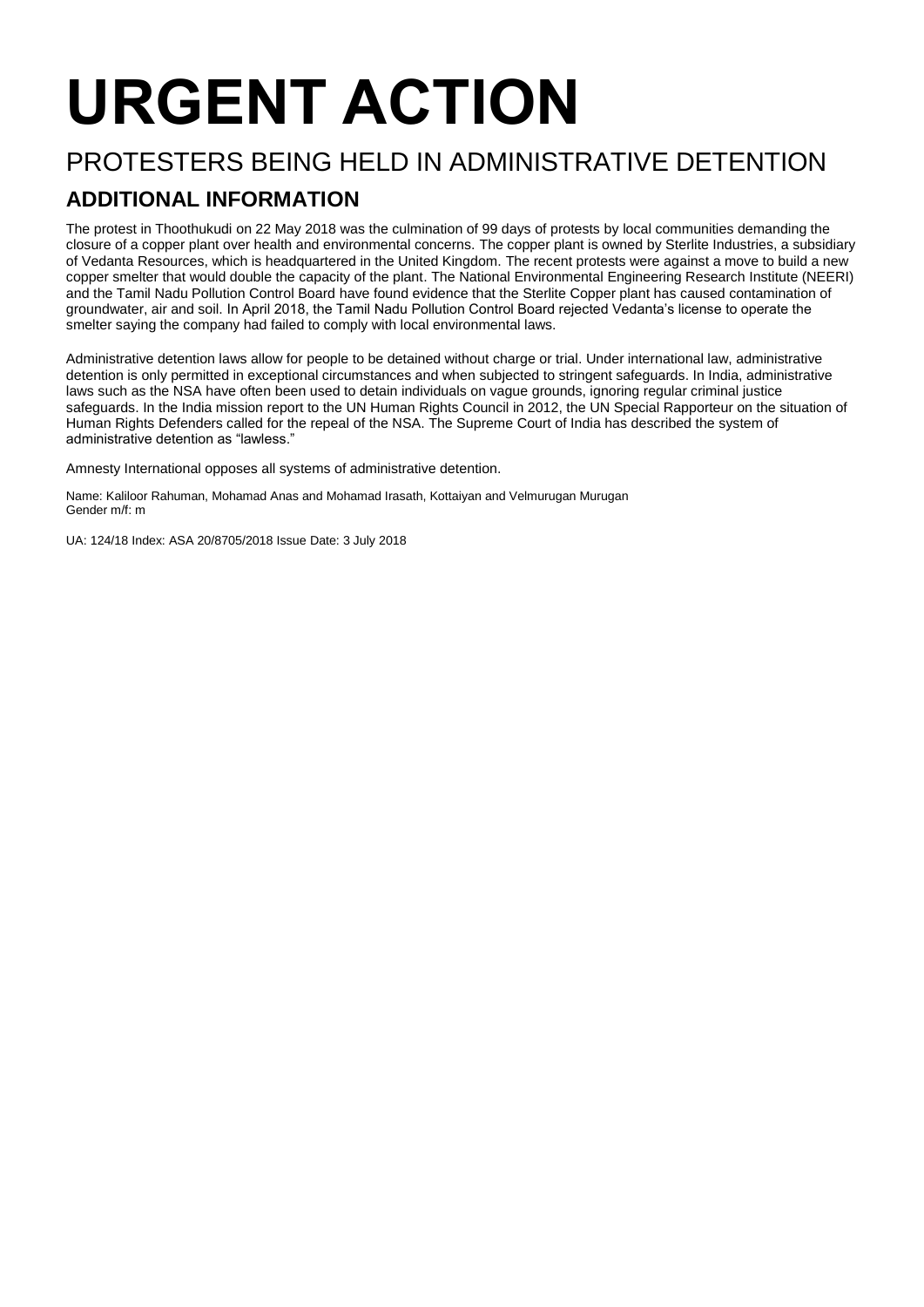# URGENT ACTION

## PROTESTERS BEING HELD IN ADMINISTRATIVE DETENTION

### ADDITIONAL INFORMATION

The protest in Thoothukudi on 22 May 2018 was the culmination of 99 days of protests by local communities demanding the closure of a copper plant over health and environmental concerns. The copper plant is owned by Sterlite Industries, a subsidiary of Vedanta Resources, which is headquartered in the United Kingdom. The recent protests were against a move to build a new copper smelter that would double the capacity of the plant. The National Environmental Engineering Research Institute (NEERI) and the Tamil Nadu Pollution Control Board have found evidence that the Sterlite Copper plant has caused contamination of groundwater, air and soil. In April 2018, the Tamil Nadu Pollution Control Board rejected Vedanta's license to operate the smelter saying the company had failed to comply with local environmental laws.

Administrative detention laws allow for people to be detained without charge or trial. Under international law, administrative detention is only permitted in exceptional circumstances and when subjected to stringent safeguards. In India, administrative laws such as the NSA have often been used to detain individuals on vague grounds, ignoring regular criminal justice safeguards. In the India mission report to the UN Human Rights Council in 2012, the UN Special Rapporteur on the situation of Human Rights Defenders called for the repeal of the NSA. The Supreme Court of India has described the system of administrative detention as "lawless."

Amnesty International opposes all systems of administrative detention.

Name: Kaliloor Rahuman, Mohamad Anas and Mohamad Irasath, Kottaiyan and Velmurugan Murugan
Gender m/f: m

UA: 124/18 Index: ASA 20/8705/2018 Issue Date: 3 July 2018